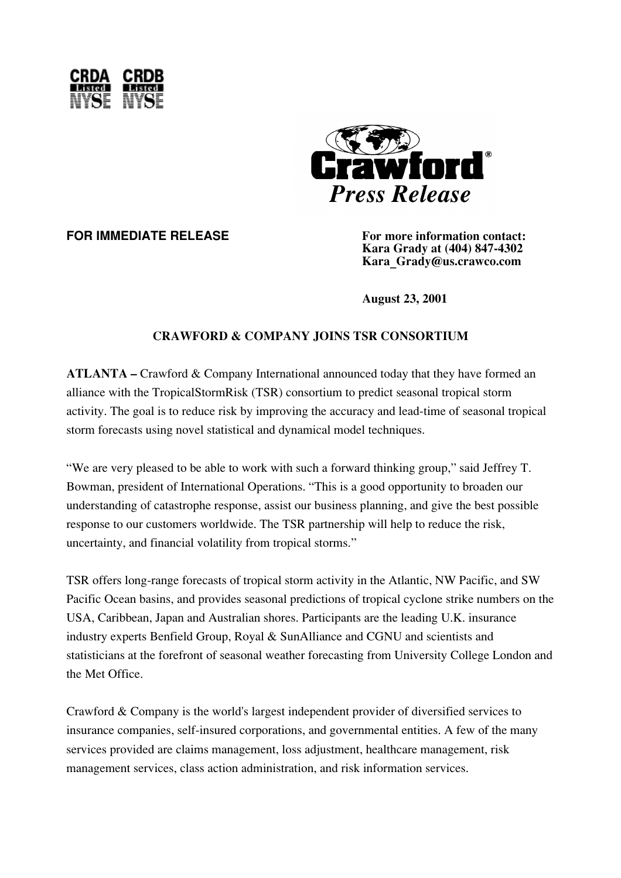CRDA Listed NYSE CRDB Listed NYSE

Crawford®

*Press Release*

**FOR IMMEDIATE RELEASE**

**For more information contact:**
**Kara Grady at (404) 847-4302**
**Kara_Grady@us.crawco.com**

**August 23, 2001**

## CRAWFORD & COMPANY JOINS TSR CONSORTIUM

**ATLANTA –** Crawford & Company International announced today that they have formed an alliance with the TropicalStormRisk (TSR) consortium to predict seasonal tropical storm activity. The goal is to reduce risk by improving the accuracy and lead-time of seasonal tropical storm forecasts using novel statistical and dynamical model techniques.

"We are very pleased to be able to work with such a forward thinking group," said Jeffrey T. Bowman, president of International Operations. "This is a good opportunity to broaden our understanding of catastrophe response, assist our business planning, and give the best possible response to our customers worldwide. The TSR partnership will help to reduce the risk, uncertainty, and financial volatility from tropical storms."

TSR offers long-range forecasts of tropical storm activity in the Atlantic, NW Pacific, and SW Pacific Ocean basins, and provides seasonal predictions of tropical cyclone strike numbers on the USA, Caribbean, Japan and Australian shores. Participants are the leading U.K. insurance industry experts Benfield Group, Royal & SunAlliance and CGNU and scientists and statisticians at the forefront of seasonal weather forecasting from University College London and the Met Office.

Crawford & Company is the world's largest independent provider of diversified services to insurance companies, self-insured corporations, and governmental entities. A few of the many services provided are claims management, loss adjustment, healthcare management, risk management services, class action administration, and risk information services.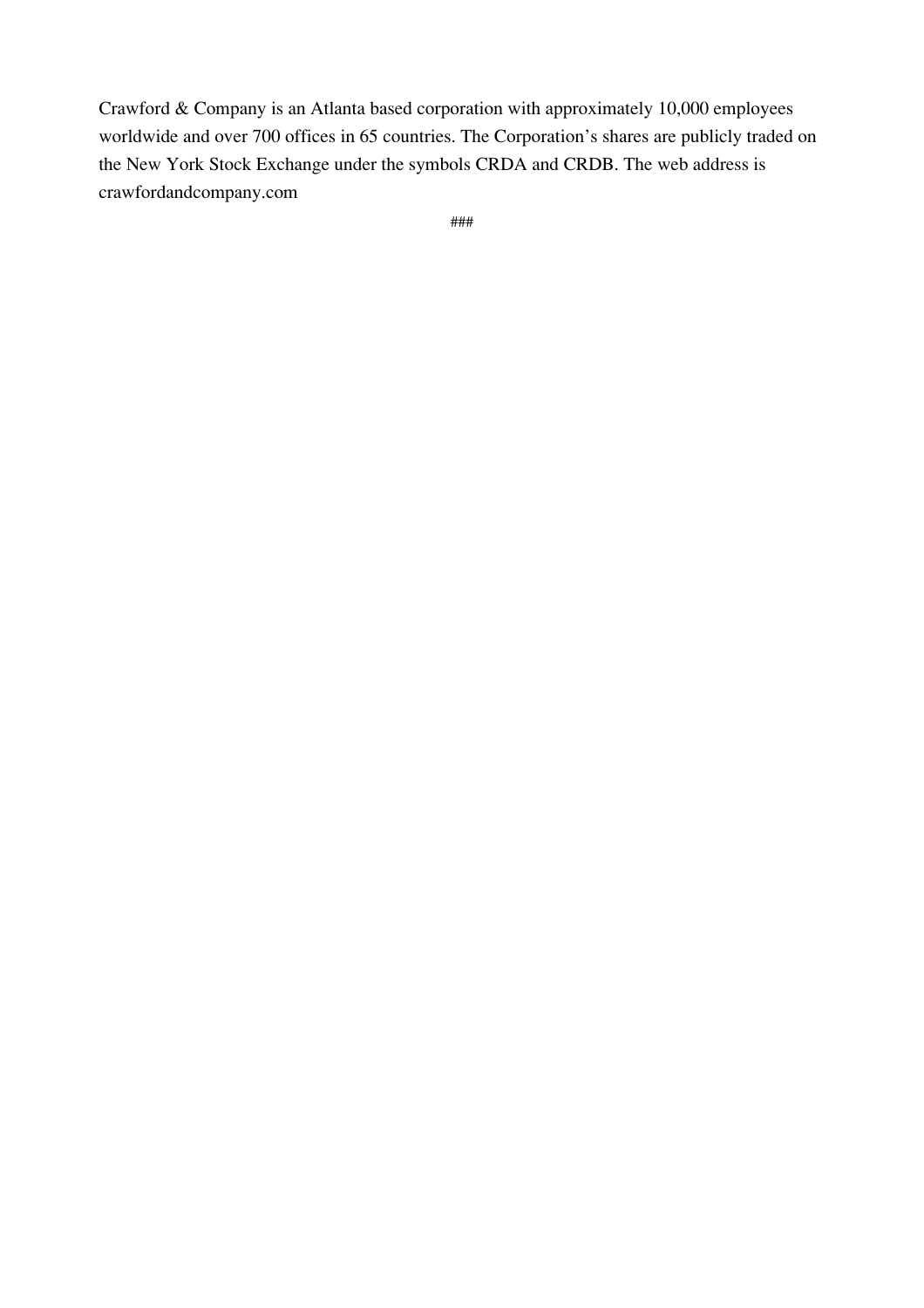Crawford & Company is an Atlanta based corporation with approximately 10,000 employees worldwide and over 700 offices in 65 countries. The Corporation's shares are publicly traded on the New York Stock Exchange under the symbols CRDA and CRDB. The web address is crawfordandcompany.com

###